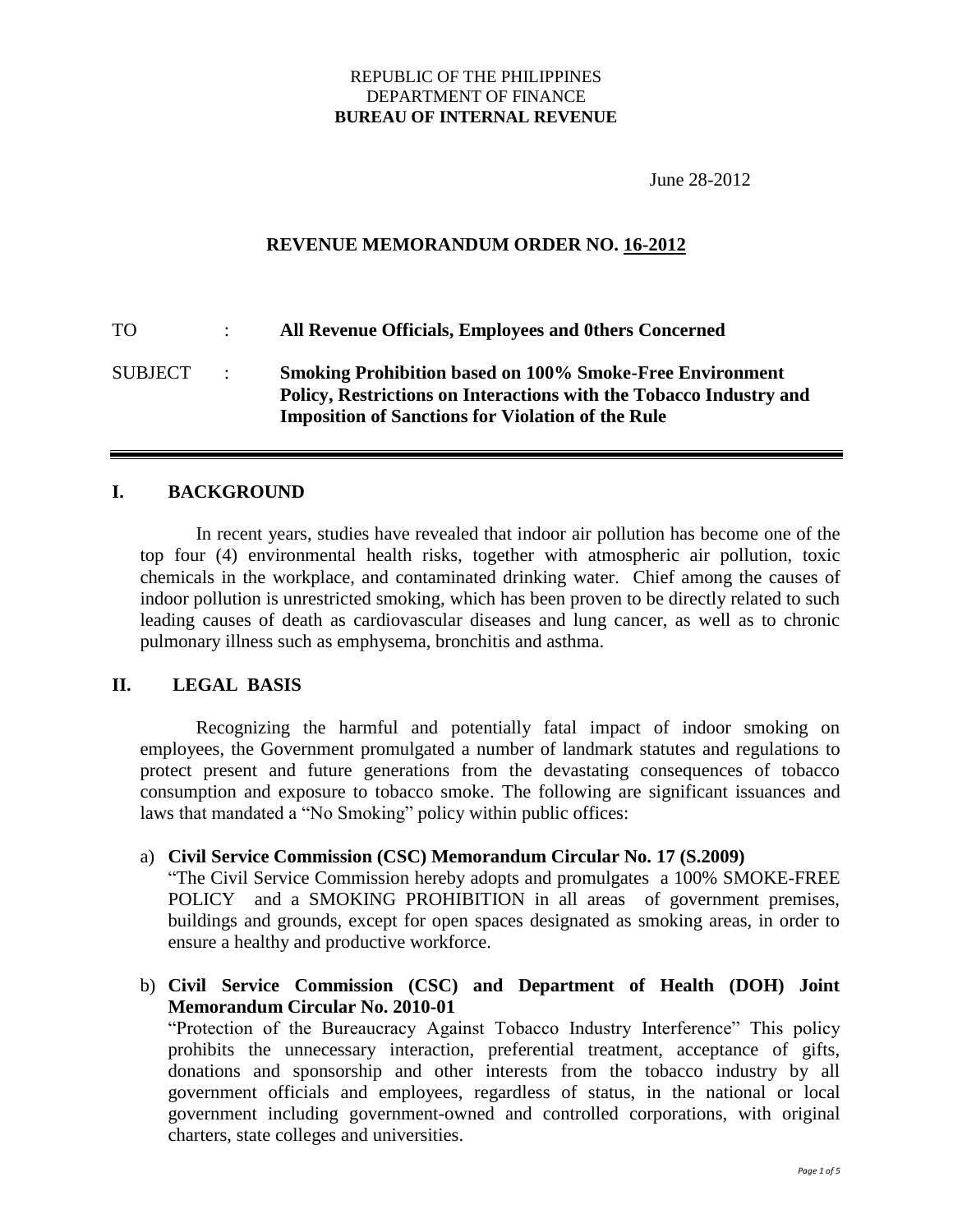REPUBLIC OF THE PHILIPPINES
DEPARTMENT OF FINANCE
**BUREAU OF INTERNAL REVENUE**

June 28-2012

**REVENUE MEMORANDUM ORDER NO. 16-2012**

TO : **All Revenue Officials, Employees and 0thers Concerned**

SUBJECT : **Smoking Prohibition based on 100% Smoke-Free Environment Policy, Restrictions on Interactions with the Tobacco Industry and Imposition of Sanctions for Violation of the Rule**

## I. BACKGROUND

In recent years, studies have revealed that indoor air pollution has become one of the top four (4) environmental health risks, together with atmospheric air pollution, toxic chemicals in the workplace, and contaminated drinking water. Chief among the causes of indoor pollution is unrestricted smoking, which has been proven to be directly related to such leading causes of death as cardiovascular diseases and lung cancer, as well as to chronic pulmonary illness such as emphysema, bronchitis and asthma.

## II. LEGAL BASIS

Recognizing the harmful and potentially fatal impact of indoor smoking on employees, the Government promulgated a number of landmark statutes and regulations to protect present and future generations from the devastating consequences of tobacco consumption and exposure to tobacco smoke. The following are significant issuances and laws that mandated a "No Smoking" policy within public offices:

a) **Civil Service Commission (CSC) Memorandum Circular No. 17 (S.2009)**
"The Civil Service Commission hereby adopts and promulgates a 100% SMOKE-FREE POLICY and a SMOKING PROHIBITION in all areas of government premises, buildings and grounds, except for open spaces designated as smoking areas, in order to ensure a healthy and productive workforce.

b) **Civil Service Commission (CSC) and Department of Health (DOH) Joint Memorandum Circular No. 2010-01**
"Protection of the Bureaucracy Against Tobacco Industry Interference" This policy prohibits the unnecessary interaction, preferential treatment, acceptance of gifts, donations and sponsorship and other interests from the tobacco industry by all government officials and employees, regardless of status, in the national or local government including government-owned and controlled corporations, with original charters, state colleges and universities.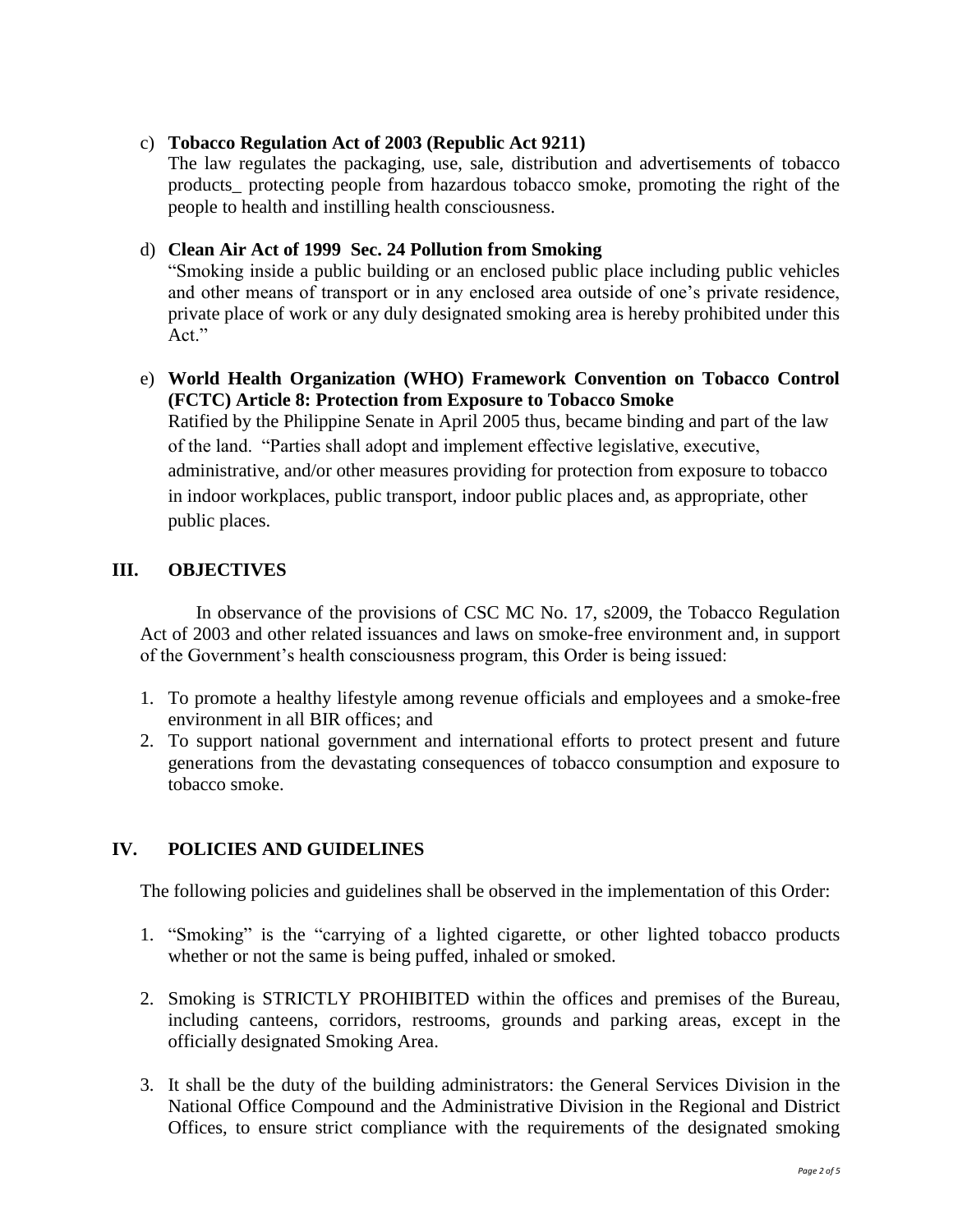c) **Tobacco Regulation Act of 2003 (Republic Act 9211)**
   The law regulates the packaging, use, sale, distribution and advertisements of tobacco products_ protecting people from hazardous tobacco smoke, promoting the right of the people to health and instilling health consciousness.

d) **Clean Air Act of 1999 Sec. 24 Pollution from Smoking**
   "Smoking inside a public building or an enclosed public place including public vehicles and other means of transport or in any enclosed area outside of one's private residence, private place of work or any duly designated smoking area is hereby prohibited under this Act."

e) **World Health Organization (WHO) Framework Convention on Tobacco Control (FCTC) Article 8: Protection from Exposure to Tobacco Smoke**
   Ratified by the Philippine Senate in April 2005 thus, became binding and part of the law of the land. "Parties shall adopt and implement effective legislative, executive, administrative, and/or other measures providing for protection from exposure to tobacco in indoor workplaces, public transport, indoor public places and, as appropriate, other public places.

## III. OBJECTIVES

In observance of the provisions of CSC MC No. 17, s2009, the Tobacco Regulation Act of 2003 and other related issuances and laws on smoke-free environment and, in support of the Government's health consciousness program, this Order is being issued:

1. To promote a healthy lifestyle among revenue officials and employees and a smoke-free environment in all BIR offices; and
2. To support national government and international efforts to protect present and future generations from the devastating consequences of tobacco consumption and exposure to tobacco smoke.

## IV. POLICIES AND GUIDELINES

The following policies and guidelines shall be observed in the implementation of this Order:

1. "Smoking" is the "carrying of a lighted cigarette, or other lighted tobacco products whether or not the same is being puffed, inhaled or smoked.

2. Smoking is STRICTLY PROHIBITED within the offices and premises of the Bureau, including canteens, corridors, restrooms, grounds and parking areas, except in the officially designated Smoking Area.

3. It shall be the duty of the building administrators: the General Services Division in the National Office Compound and the Administrative Division in the Regional and District Offices, to ensure strict compliance with the requirements of the designated smoking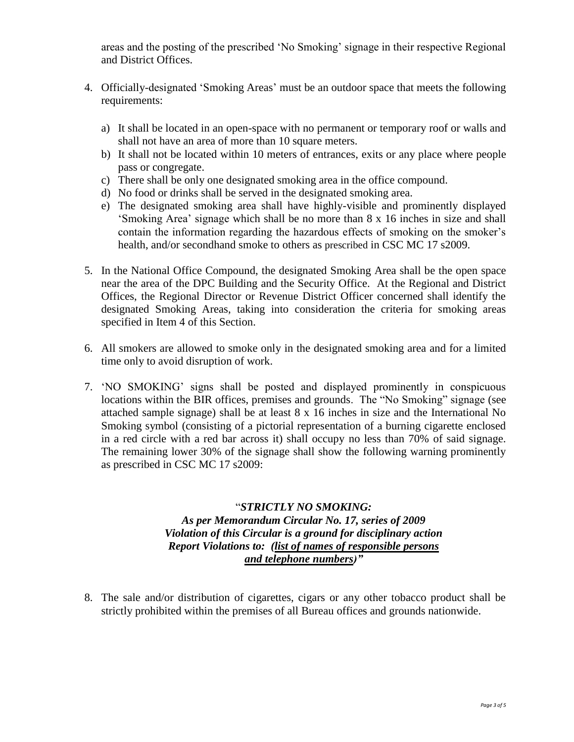areas and the posting of the prescribed 'No Smoking' signage in their respective Regional and District Offices.

4. Officially-designated 'Smoking Areas' must be an outdoor space that meets the following requirements:

   a) It shall be located in an open-space with no permanent or temporary roof or walls and shall not have an area of more than 10 square meters.
   b) It shall not be located within 10 meters of entrances, exits or any place where people pass or congregate.
   c) There shall be only one designated smoking area in the office compound.
   d) No food or drinks shall be served in the designated smoking area.
   e) The designated smoking area shall have highly-visible and prominently displayed 'Smoking Area' signage which shall be no more than 8 x 16 inches in size and shall contain the information regarding the hazardous effects of smoking on the smoker's health, and/or secondhand smoke to others as prescribed in CSC MC 17 s2009.

5. In the National Office Compound, the designated Smoking Area shall be the open space near the area of the DPC Building and the Security Office. At the Regional and District Offices, the Regional Director or Revenue District Officer concerned shall identify the designated Smoking Areas, taking into consideration the criteria for smoking areas specified in Item 4 of this Section.

6. All smokers are allowed to smoke only in the designated smoking area and for a limited time only to avoid disruption of work.

7. 'NO SMOKING' signs shall be posted and displayed prominently in conspicuous locations within the BIR offices, premises and grounds. The "No Smoking" signage (see attached sample signage) shall be at least 8 x 16 inches in size and the International No Smoking symbol (consisting of a pictorial representation of a burning cigarette enclosed in a red circle with a red bar across it) shall occupy no less than 70% of said signage. The remaining lower 30% of the signage shall show the following warning prominently as prescribed in CSC MC 17 s2009:

   "***STRICTLY NO SMOKING:***
   ***As per Memorandum Circular No. 17, series of 2009***
   ***Violation of this Circular is a ground for disciplinary action***
   ***Report Violations to: (list of names of responsible persons and telephone numbers)"***

8. The sale and/or distribution of cigarettes, cigars or any other tobacco product shall be strictly prohibited within the premises of all Bureau offices and grounds nationwide.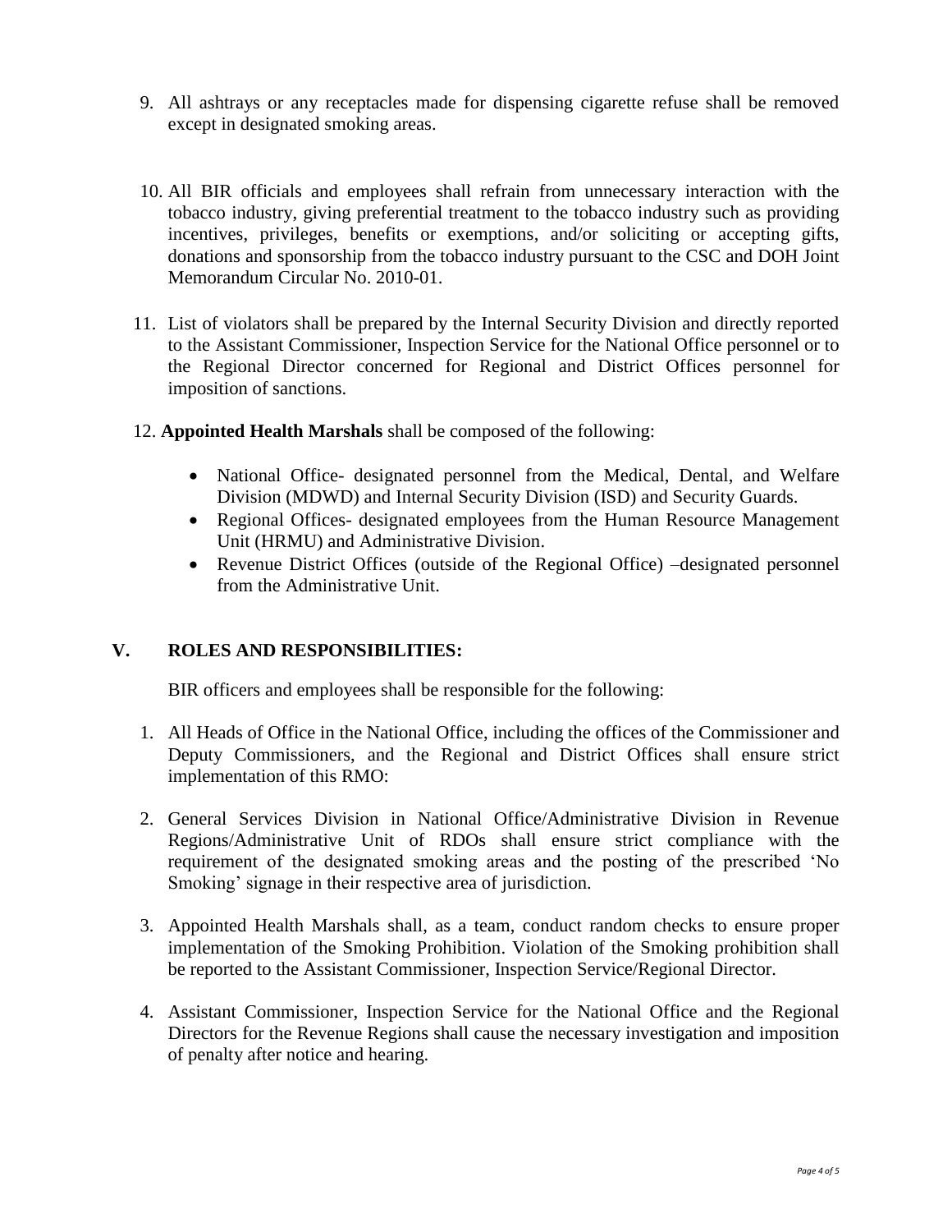9. All ashtrays or any receptacles made for dispensing cigarette refuse shall be removed except in designated smoking areas.

10. All BIR officials and employees shall refrain from unnecessary interaction with the tobacco industry, giving preferential treatment to the tobacco industry such as providing incentives, privileges, benefits or exemptions, and/or soliciting or accepting gifts, donations and sponsorship from the tobacco industry pursuant to the CSC and DOH Joint Memorandum Circular No. 2010-01.

11. List of violators shall be prepared by the Internal Security Division and directly reported to the Assistant Commissioner, Inspection Service for the National Office personnel or to the Regional Director concerned for Regional and District Offices personnel for imposition of sanctions.

12. **Appointed Health Marshals** shall be composed of the following:

    - National Office- designated personnel from the Medical, Dental, and Welfare Division (MDWD) and Internal Security Division (ISD) and Security Guards.
    - Regional Offices- designated employees from the Human Resource Management Unit (HRMU) and Administrative Division.
    - Revenue District Offices (outside of the Regional Office) –designated personnel from the Administrative Unit.

## V. ROLES AND RESPONSIBILITIES:

BIR officers and employees shall be responsible for the following:

1. All Heads of Office in the National Office, including the offices of the Commissioner and Deputy Commissioners, and the Regional and District Offices shall ensure strict implementation of this RMO:

2. General Services Division in National Office/Administrative Division in Revenue Regions/Administrative Unit of RDOs shall ensure strict compliance with the requirement of the designated smoking areas and the posting of the prescribed 'No Smoking' signage in their respective area of jurisdiction.

3. Appointed Health Marshals shall, as a team, conduct random checks to ensure proper implementation of the Smoking Prohibition. Violation of the Smoking prohibition shall be reported to the Assistant Commissioner, Inspection Service/Regional Director.

4. Assistant Commissioner, Inspection Service for the National Office and the Regional Directors for the Revenue Regions shall cause the necessary investigation and imposition of penalty after notice and hearing.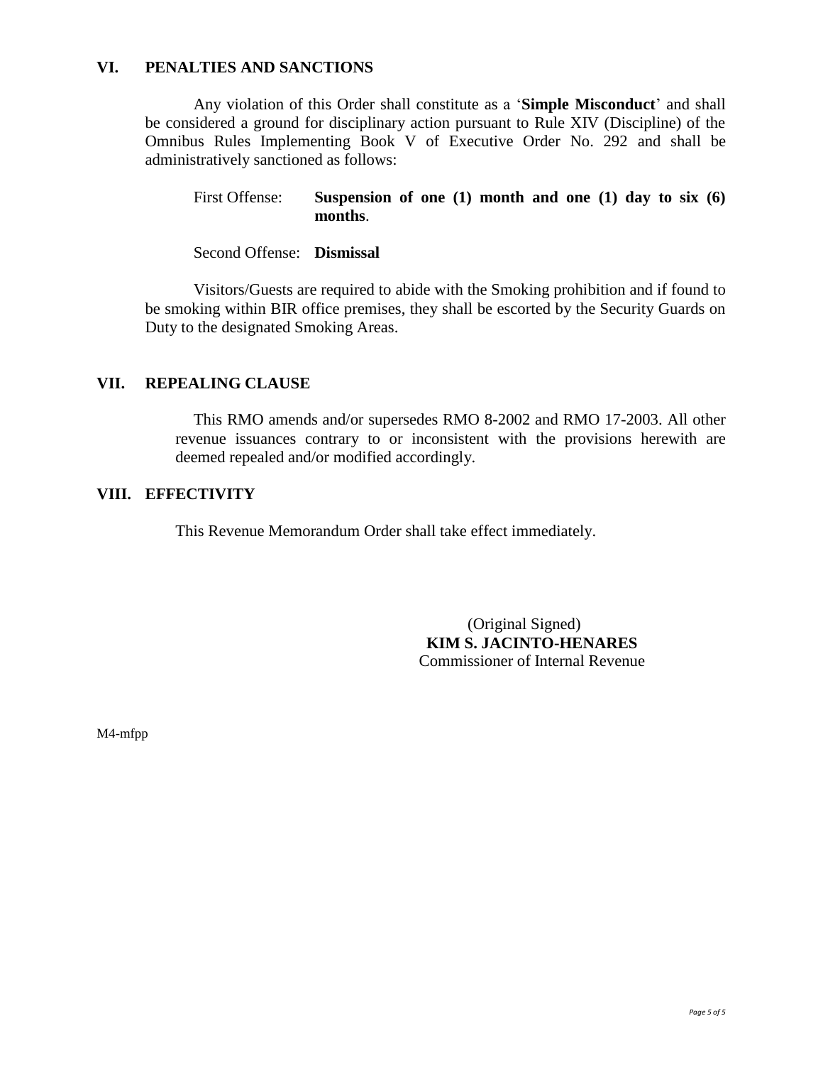## VI. PENALTIES AND SANCTIONS

Any violation of this Order shall constitute as a '**Simple Misconduct**' and shall be considered a ground for disciplinary action pursuant to Rule XIV (Discipline) of the Omnibus Rules Implementing Book V of Executive Order No. 292 and shall be administratively sanctioned as follows:

First Offense: **Suspension of one (1) month and one (1) day to six (6) months**.

Second Offense: **Dismissal**

Visitors/Guests are required to abide with the Smoking prohibition and if found to be smoking within BIR office premises, they shall be escorted by the Security Guards on Duty to the designated Smoking Areas.

## VII. REPEALING CLAUSE

This RMO amends and/or supersedes RMO 8-2002 and RMO 17-2003. All other revenue issuances contrary to or inconsistent with the provisions herewith are deemed repealed and/or modified accordingly.

## VIII. EFFECTIVITY

This Revenue Memorandum Order shall take effect immediately.

(Original Signed)
**KIM S. JACINTO-HENARES**
Commissioner of Internal Revenue

M4-mfpp